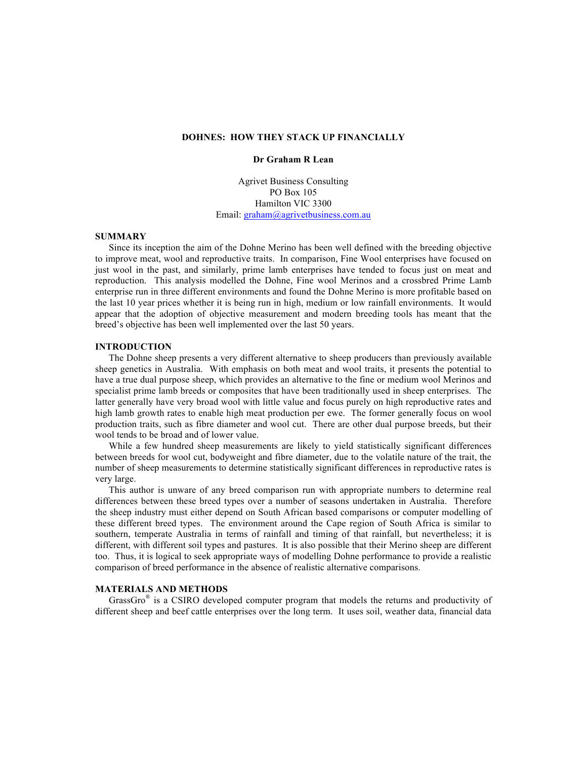# DOHNES: HOW THEY STACK UP FINANCIALLY

**Dr Graham R Lean**

Agrivet Business Consulting
PO Box 105
Hamilton VIC 3300
Email: graham@agrivetbusiness.com.au

## SUMMARY

Since its inception the aim of the Dohne Merino has been well defined with the breeding objective to improve meat, wool and reproductive traits. In comparison, Fine Wool enterprises have focused on just wool in the past, and similarly, prime lamb enterprises have tended to focus just on meat and reproduction. This analysis modelled the Dohne, Fine wool Merinos and a crossbred Prime Lamb enterprise run in three different environments and found the Dohne Merino is more profitable based on the last 10 year prices whether it is being run in high, medium or low rainfall environments. It would appear that the adoption of objective measurement and modern breeding tools has meant that the breed's objective has been well implemented over the last 50 years.

## INTRODUCTION

The Dohne sheep presents a very different alternative to sheep producers than previously available sheep genetics in Australia. With emphasis on both meat and wool traits, it presents the potential to have a true dual purpose sheep, which provides an alternative to the fine or medium wool Merinos and specialist prime lamb breeds or composites that have been traditionally used in sheep enterprises. The latter generally have very broad wool with little value and focus purely on high reproductive rates and high lamb growth rates to enable high meat production per ewe. The former generally focus on wool production traits, such as fibre diameter and wool cut. There are other dual purpose breeds, but their wool tends to be broad and of lower value.

While a few hundred sheep measurements are likely to yield statistically significant differences between breeds for wool cut, bodyweight and fibre diameter, due to the volatile nature of the trait, the number of sheep measurements to determine statistically significant differences in reproductive rates is very large.

This author is unware of any breed comparison run with appropriate numbers to determine real differences between these breed types over a number of seasons undertaken in Australia. Therefore the sheep industry must either depend on South African based comparisons or computer modelling of these different breed types. The environment around the Cape region of South Africa is similar to southern, temperate Australia in terms of rainfall and timing of that rainfall, but nevertheless; it is different, with different soil types and pastures. It is also possible that their Merino sheep are different too. Thus, it is logical to seek appropriate ways of modelling Dohne performance to provide a realistic comparison of breed performance in the absence of realistic alternative comparisons.

## MATERIALS AND METHODS

GrassGro® is a CSIRO developed computer program that models the returns and productivity of different sheep and beef cattle enterprises over the long term. It uses soil, weather data, financial data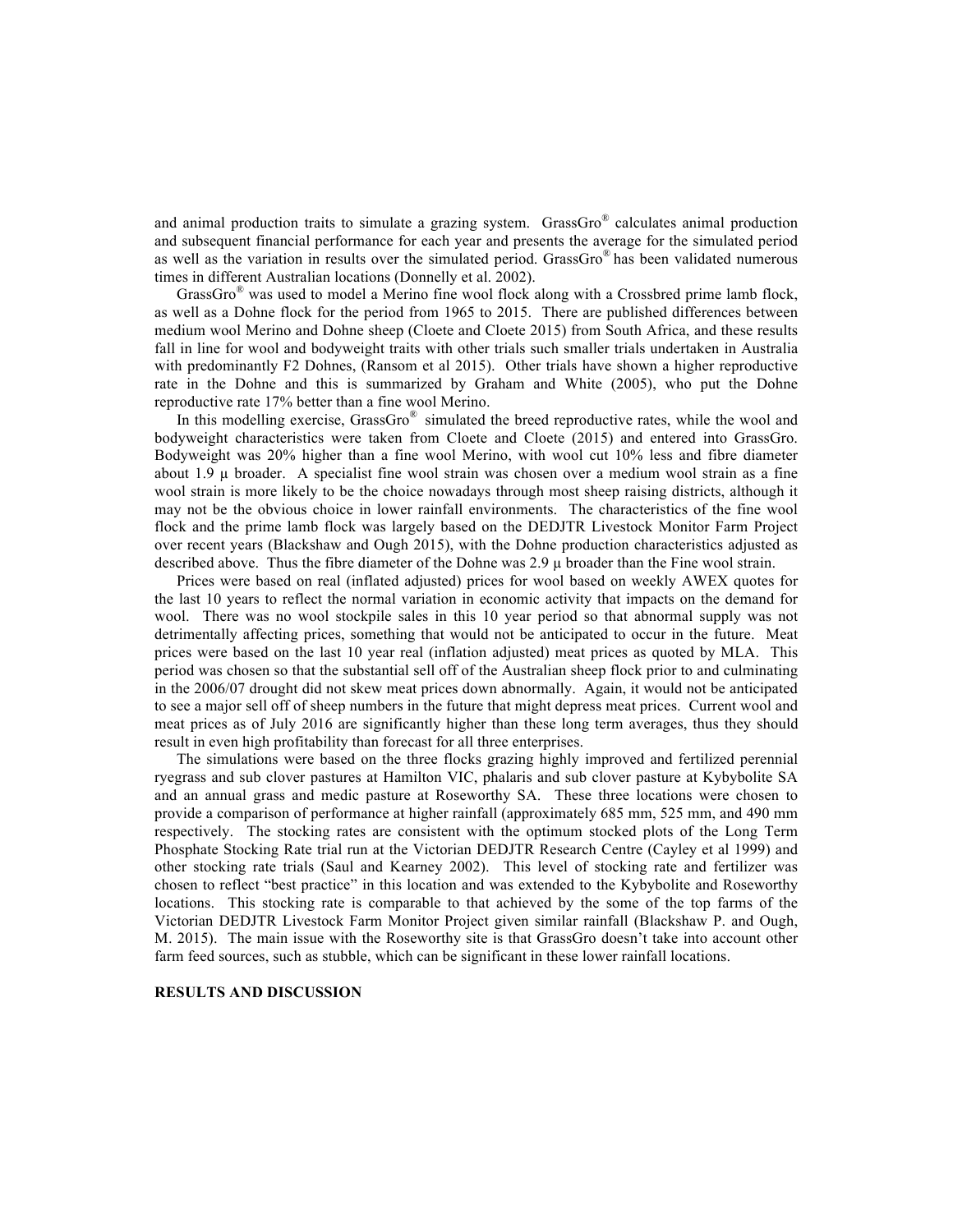and animal production traits to simulate a grazing system. GrassGro® calculates animal production and subsequent financial performance for each year and presents the average for the simulated period as well as the variation in results over the simulated period. GrassGro® has been validated numerous times in different Australian locations (Donnelly et al. 2002).

GrassGro® was used to model a Merino fine wool flock along with a Crossbred prime lamb flock, as well as a Dohne flock for the period from 1965 to 2015. There are published differences between medium wool Merino and Dohne sheep (Cloete and Cloete 2015) from South Africa, and these results fall in line for wool and bodyweight traits with other trials such smaller trials undertaken in Australia with predominantly F2 Dohnes, (Ransom et al 2015). Other trials have shown a higher reproductive rate in the Dohne and this is summarized by Graham and White (2005), who put the Dohne reproductive rate 17% better than a fine wool Merino.

In this modelling exercise, GrassGro® simulated the breed reproductive rates, while the wool and bodyweight characteristics were taken from Cloete and Cloete (2015) and entered into GrassGro. Bodyweight was 20% higher than a fine wool Merino, with wool cut 10% less and fibre diameter about 1.9 µ broader. A specialist fine wool strain was chosen over a medium wool strain as a fine wool strain is more likely to be the choice nowadays through most sheep raising districts, although it may not be the obvious choice in lower rainfall environments. The characteristics of the fine wool flock and the prime lamb flock was largely based on the DEDJTR Livestock Monitor Farm Project over recent years (Blackshaw and Ough 2015), with the Dohne production characteristics adjusted as described above. Thus the fibre diameter of the Dohne was 2.9 µ broader than the Fine wool strain.

Prices were based on real (inflated adjusted) prices for wool based on weekly AWEX quotes for the last 10 years to reflect the normal variation in economic activity that impacts on the demand for wool. There was no wool stockpile sales in this 10 year period so that abnormal supply was not detrimentally affecting prices, something that would not be anticipated to occur in the future. Meat prices were based on the last 10 year real (inflation adjusted) meat prices as quoted by MLA. This period was chosen so that the substantial sell off of the Australian sheep flock prior to and culminating in the 2006/07 drought did not skew meat prices down abnormally. Again, it would not be anticipated to see a major sell off of sheep numbers in the future that might depress meat prices. Current wool and meat prices as of July 2016 are significantly higher than these long term averages, thus they should result in even high profitability than forecast for all three enterprises.

The simulations were based on the three flocks grazing highly improved and fertilized perennial ryegrass and sub clover pastures at Hamilton VIC, phalaris and sub clover pasture at Kybybolite SA and an annual grass and medic pasture at Roseworthy SA. These three locations were chosen to provide a comparison of performance at higher rainfall (approximately 685 mm, 525 mm, and 490 mm respectively. The stocking rates are consistent with the optimum stocked plots of the Long Term Phosphate Stocking Rate trial run at the Victorian DEDJTR Research Centre (Cayley et al 1999) and other stocking rate trials (Saul and Kearney 2002). This level of stocking rate and fertilizer was chosen to reflect "best practice" in this location and was extended to the Kybybolite and Roseworthy locations. This stocking rate is comparable to that achieved by the some of the top farms of the Victorian DEDJTR Livestock Farm Monitor Project given similar rainfall (Blackshaw P. and Ough, M. 2015). The main issue with the Roseworthy site is that GrassGro doesn't take into account other farm feed sources, such as stubble, which can be significant in these lower rainfall locations.

**RESULTS AND DISCUSSION**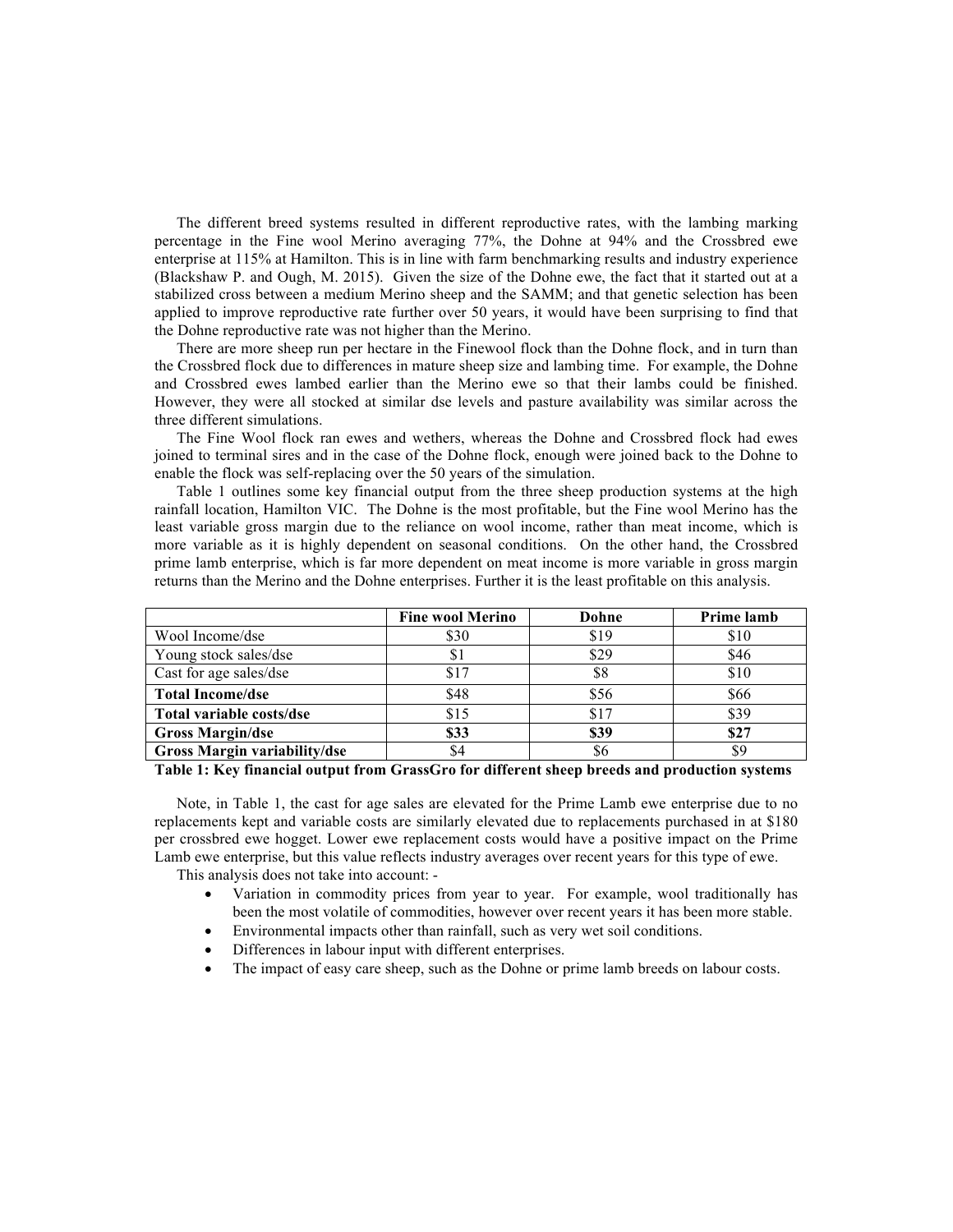The different breed systems resulted in different reproductive rates, with the lambing marking percentage in the Fine wool Merino averaging 77%, the Dohne at 94% and the Crossbred ewe enterprise at 115% at Hamilton. This is in line with farm benchmarking results and industry experience (Blackshaw P. and Ough, M. 2015). Given the size of the Dohne ewe, the fact that it started out at a stabilized cross between a medium Merino sheep and the SAMM; and that genetic selection has been applied to improve reproductive rate further over 50 years, it would have been surprising to find that the Dohne reproductive rate was not higher than the Merino.

There are more sheep run per hectare in the Finewool flock than the Dohne flock, and in turn than the Crossbred flock due to differences in mature sheep size and lambing time. For example, the Dohne and Crossbred ewes lambed earlier than the Merino ewe so that their lambs could be finished. However, they were all stocked at similar dse levels and pasture availability was similar across the three different simulations.

The Fine Wool flock ran ewes and wethers, whereas the Dohne and Crossbred flock had ewes joined to terminal sires and in the case of the Dohne flock, enough were joined back to the Dohne to enable the flock was self-replacing over the 50 years of the simulation.

Table 1 outlines some key financial output from the three sheep production systems at the high rainfall location, Hamilton VIC. The Dohne is the most profitable, but the Fine wool Merino has the least variable gross margin due to the reliance on wool income, rather than meat income, which is more variable as it is highly dependent on seasonal conditions. On the other hand, the Crossbred prime lamb enterprise, which is far more dependent on meat income is more variable in gross margin returns than the Merino and the Dohne enterprises. Further it is the least profitable on this analysis.

| | **Fine wool Merino** | **Dohne** | **Prime lamb** |
|---|---|---|---|
| Wool Income/dse | $30 | $19 | $10 |
| Young stock sales/dse | $1 | $29 | $46 |
| Cast for age sales/dse | $17 | $8 | $10 |
| **Total Income/dse** | $48 | $56 | $66 |
| **Total variable costs/dse** | $15 | $17 | $39 |
| **Gross Margin/dse** | **$33** | **$39** | **$27** |
| **Gross Margin variability/dse** | $4 | $6 | $9 |

**Table 1: Key financial output from GrassGro for different sheep breeds and production systems**

Note, in Table 1, the cast for age sales are elevated for the Prime Lamb ewe enterprise due to no replacements kept and variable costs are similarly elevated due to replacements purchased in at $180 per crossbred ewe hogget. Lower ewe replacement costs would have a positive impact on the Prime Lamb ewe enterprise, but this value reflects industry averages over recent years for this type of ewe.

This analysis does not take into account: -

- Variation in commodity prices from year to year. For example, wool traditionally has been the most volatile of commodities, however over recent years it has been more stable.
- Environmental impacts other than rainfall, such as very wet soil conditions.
- Differences in labour input with different enterprises.
- The impact of easy care sheep, such as the Dohne or prime lamb breeds on labour costs.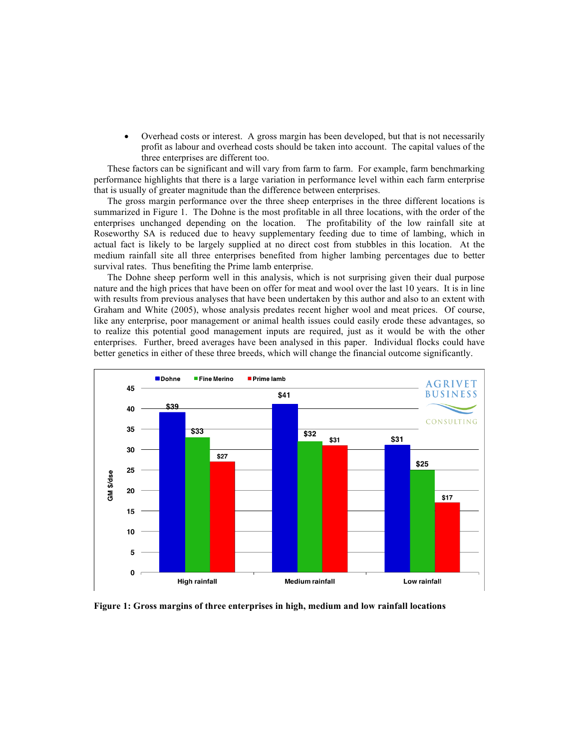- Overhead costs or interest. A gross margin has been developed, but that is not necessarily profit as labour and overhead costs should be taken into account. The capital values of the three enterprises are different too.

These factors can be significant and will vary from farm to farm. For example, farm benchmarking performance highlights that there is a large variation in performance level within each farm enterprise that is usually of greater magnitude than the difference between enterprises.

The gross margin performance over the three sheep enterprises in the three different locations is summarized in Figure 1. The Dohne is the most profitable in all three locations, with the order of the enterprises unchanged depending on the location. The profitability of the low rainfall site at Roseworthy SA is reduced due to heavy supplementary feeding due to time of lambing, which in actual fact is likely to be largely supplied at no direct cost from stubbles in this location. At the medium rainfall site all three enterprises benefited from higher lambing percentages due to better survival rates. Thus benefiting the Prime lamb enterprise.

The Dohne sheep perform well in this analysis, which is not surprising given their dual purpose nature and the high prices that have been on offer for meat and wool over the last 10 years. It is in line with results from previous analyses that have been undertaken by this author and also to an extent with Graham and White (2005), whose analysis predates recent higher wool and meat prices. Of course, like any enterprise, poor management or animal health issues could easily erode these advantages, so to realize this potential good management inputs are required, just as it would be with the other enterprises. Further, breed averages have been analysed in this paper. Individual flocks could have better genetics in either of these three breeds, which will change the financial outcome significantly.

| GM $/dse | Dohne | Fine Merino | Prime lamb |
|---|---|---|---|
| High rainfall | $39 | $33 | $27 |
| Medium rainfall | $41 | $32 | $31 |
| Low rainfall | $31 | $25 | $17 |

**Figure 1: Gross margins of three enterprises in high, medium and low rainfall locations**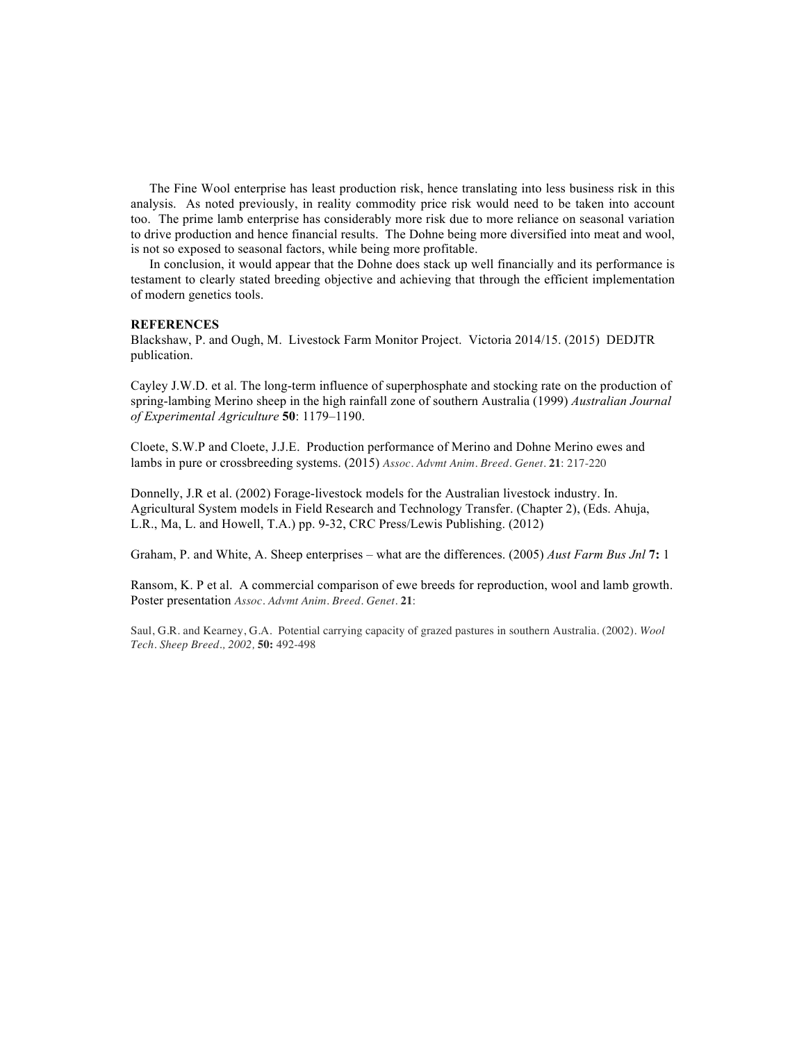The Fine Wool enterprise has least production risk, hence translating into less business risk in this analysis. As noted previously, in reality commodity price risk would need to be taken into account too. The prime lamb enterprise has considerably more risk due to more reliance on seasonal variation to drive production and hence financial results. The Dohne being more diversified into meat and wool, is not so exposed to seasonal factors, while being more profitable.

In conclusion, it would appear that the Dohne does stack up well financially and its performance is testament to clearly stated breeding objective and achieving that through the efficient implementation of modern genetics tools.

**REFERENCES**

Blackshaw, P. and Ough, M. Livestock Farm Monitor Project. Victoria 2014/15. (2015) DEDJTR publication.

Cayley J.W.D. et al. The long-term influence of superphosphate and stocking rate on the production of spring-lambing Merino sheep in the high rainfall zone of southern Australia (1999) *Australian Journal of Experimental Agriculture* **50**: 1179–1190.

Cloete, S.W.P and Cloete, J.J.E. Production performance of Merino and Dohne Merino ewes and lambs in pure or crossbreeding systems. (2015) *Assoc. Advmt Anim. Breed. Genet.* **21**: 217-220

Donnelly, J.R et al. (2002) Forage-livestock models for the Australian livestock industry. In. Agricultural System models in Field Research and Technology Transfer. (Chapter 2), (Eds. Ahuja, L.R., Ma, L. and Howell, T.A.) pp. 9-32, CRC Press/Lewis Publishing. (2012)

Graham, P. and White, A. Sheep enterprises – what are the differences. (2005) *Aust Farm Bus Jnl* **7:** 1

Ransom, K. P et al. A commercial comparison of ewe breeds for reproduction, wool and lamb growth. Poster presentation *Assoc. Advmt Anim. Breed. Genet.* **21**:

Saul, G.R. and Kearney, G.A. Potential carrying capacity of grazed pastures in southern Australia. (2002). *Wool Tech. Sheep Breed., 2002,* **50:** 492-498